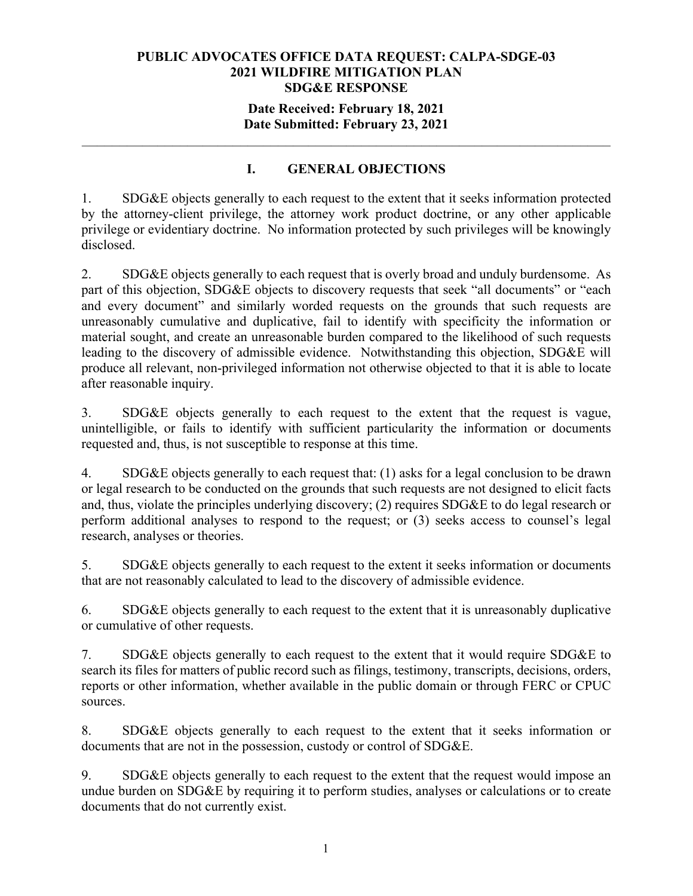**PUBLIC ADVOCATES OFFICE DATA REQUEST: CALPA-SDGE-03**
**2021 WILDFIRE MITIGATION PLAN**
**SDG&E RESPONSE**

**Date Received: February 18, 2021**
**Date Submitted: February 23, 2021**

---

## I. GENERAL OBJECTIONS

1. SDG&E objects generally to each request to the extent that it seeks information protected by the attorney-client privilege, the attorney work product doctrine, or any other applicable privilege or evidentiary doctrine. No information protected by such privileges will be knowingly disclosed.

2. SDG&E objects generally to each request that is overly broad and unduly burdensome. As part of this objection, SDG&E objects to discovery requests that seek "all documents" or "each and every document" and similarly worded requests on the grounds that such requests are unreasonably cumulative and duplicative, fail to identify with specificity the information or material sought, and create an unreasonable burden compared to the likelihood of such requests leading to the discovery of admissible evidence. Notwithstanding this objection, SDG&E will produce all relevant, non-privileged information not otherwise objected to that it is able to locate after reasonable inquiry.

3. SDG&E objects generally to each request to the extent that the request is vague, unintelligible, or fails to identify with sufficient particularity the information or documents requested and, thus, is not susceptible to response at this time.

4. SDG&E objects generally to each request that: (1) asks for a legal conclusion to be drawn or legal research to be conducted on the grounds that such requests are not designed to elicit facts and, thus, violate the principles underlying discovery; (2) requires SDG&E to do legal research or perform additional analyses to respond to the request; or (3) seeks access to counsel's legal research, analyses or theories.

5. SDG&E objects generally to each request to the extent it seeks information or documents that are not reasonably calculated to lead to the discovery of admissible evidence.

6. SDG&E objects generally to each request to the extent that it is unreasonably duplicative or cumulative of other requests.

7. SDG&E objects generally to each request to the extent that it would require SDG&E to search its files for matters of public record such as filings, testimony, transcripts, decisions, orders, reports or other information, whether available in the public domain or through FERC or CPUC sources.

8. SDG&E objects generally to each request to the extent that it seeks information or documents that are not in the possession, custody or control of SDG&E.

9. SDG&E objects generally to each request to the extent that the request would impose an undue burden on SDG&E by requiring it to perform studies, analyses or calculations or to create documents that do not currently exist.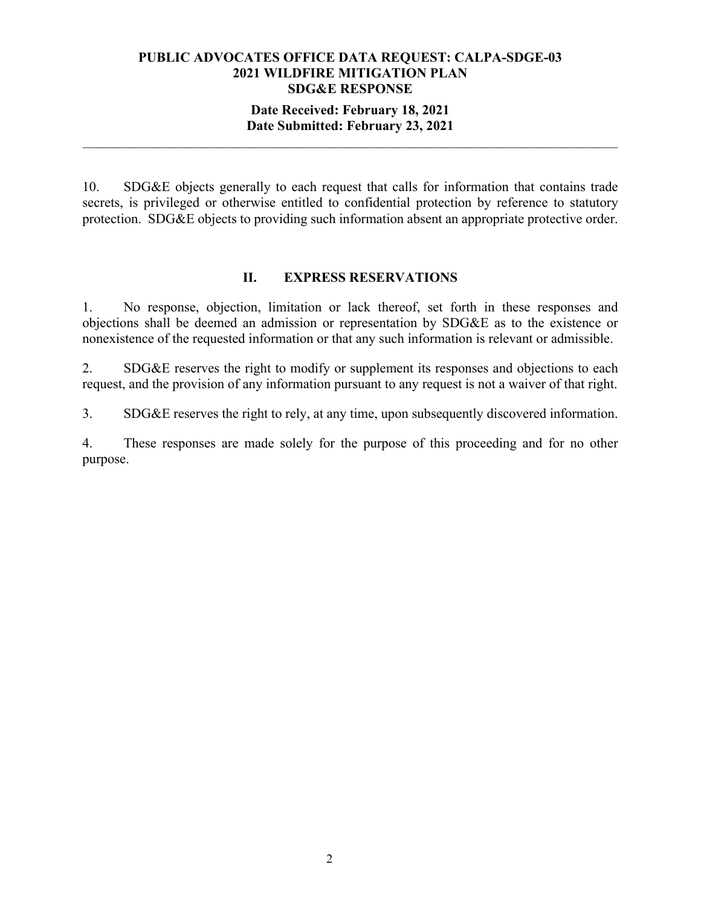10. SDG&E objects generally to each request that calls for information that contains trade secrets, is privileged or otherwise entitled to confidential protection by reference to statutory protection. SDG&E objects to providing such information absent an appropriate protective order.

## II. EXPRESS RESERVATIONS

1. No response, objection, limitation or lack thereof, set forth in these responses and objections shall be deemed an admission or representation by SDG&E as to the existence or nonexistence of the requested information or that any such information is relevant or admissible.

2. SDG&E reserves the right to modify or supplement its responses and objections to each request, and the provision of any information pursuant to any request is not a waiver of that right.

3. SDG&E reserves the right to rely, at any time, upon subsequently discovered information.

4. These responses are made solely for the purpose of this proceeding and for no other purpose.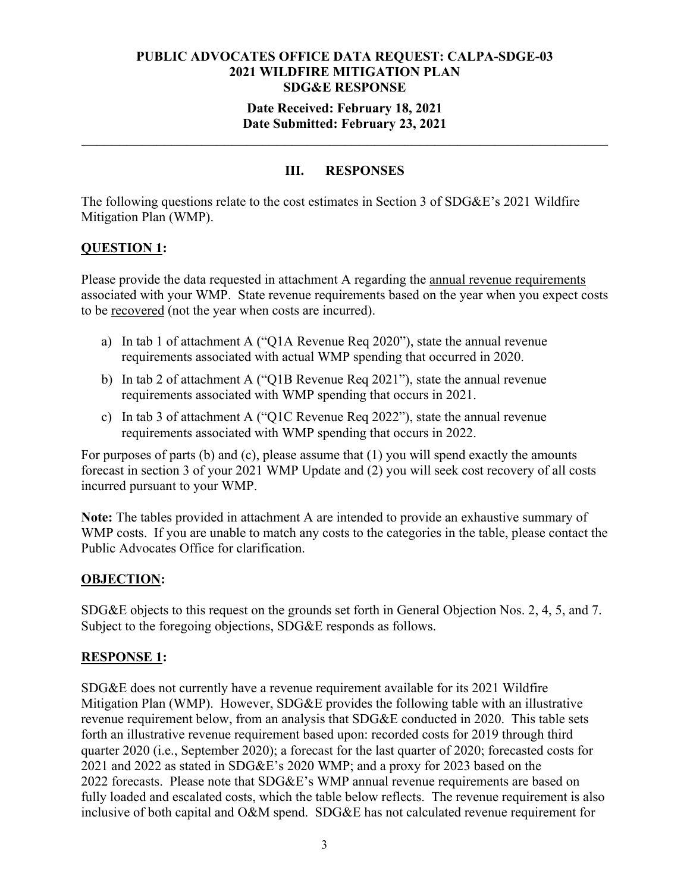**PUBLIC ADVOCATES OFFICE DATA REQUEST: CALPA-SDGE-03**
**2021 WILDFIRE MITIGATION PLAN**
**SDG&E RESPONSE**

**Date Received: February 18, 2021**
**Date Submitted: February 23, 2021**

---

## III. RESPONSES

The following questions relate to the cost estimates in Section 3 of SDG&E's 2021 Wildfire Mitigation Plan (WMP).

### QUESTION 1:

Please provide the data requested in attachment A regarding the annual revenue requirements associated with your WMP. State revenue requirements based on the year when you expect costs to be recovered (not the year when costs are incurred).

a) In tab 1 of attachment A ("Q1A Revenue Req 2020"), state the annual revenue requirements associated with actual WMP spending that occurred in 2020.

b) In tab 2 of attachment A ("Q1B Revenue Req 2021"), state the annual revenue requirements associated with WMP spending that occurs in 2021.

c) In tab 3 of attachment A ("Q1C Revenue Req 2022"), state the annual revenue requirements associated with WMP spending that occurs in 2022.

For purposes of parts (b) and (c), please assume that (1) you will spend exactly the amounts forecast in section 3 of your 2021 WMP Update and (2) you will seek cost recovery of all costs incurred pursuant to your WMP.

**Note:** The tables provided in attachment A are intended to provide an exhaustive summary of WMP costs. If you are unable to match any costs to the categories in the table, please contact the Public Advocates Office for clarification.

### OBJECTION:

SDG&E objects to this request on the grounds set forth in General Objection Nos. 2, 4, 5, and 7. Subject to the foregoing objections, SDG&E responds as follows.

### RESPONSE 1:

SDG&E does not currently have a revenue requirement available for its 2021 Wildfire Mitigation Plan (WMP). However, SDG&E provides the following table with an illustrative revenue requirement below, from an analysis that SDG&E conducted in 2020. This table sets forth an illustrative revenue requirement based upon: recorded costs for 2019 through third quarter 2020 (i.e., September 2020); a forecast for the last quarter of 2020; forecasted costs for 2021 and 2022 as stated in SDG&E's 2020 WMP; and a proxy for 2023 based on the 2022 forecasts. Please note that SDG&E's WMP annual revenue requirements are based on fully loaded and escalated costs, which the table below reflects. The revenue requirement is also inclusive of both capital and O&M spend. SDG&E has not calculated revenue requirement for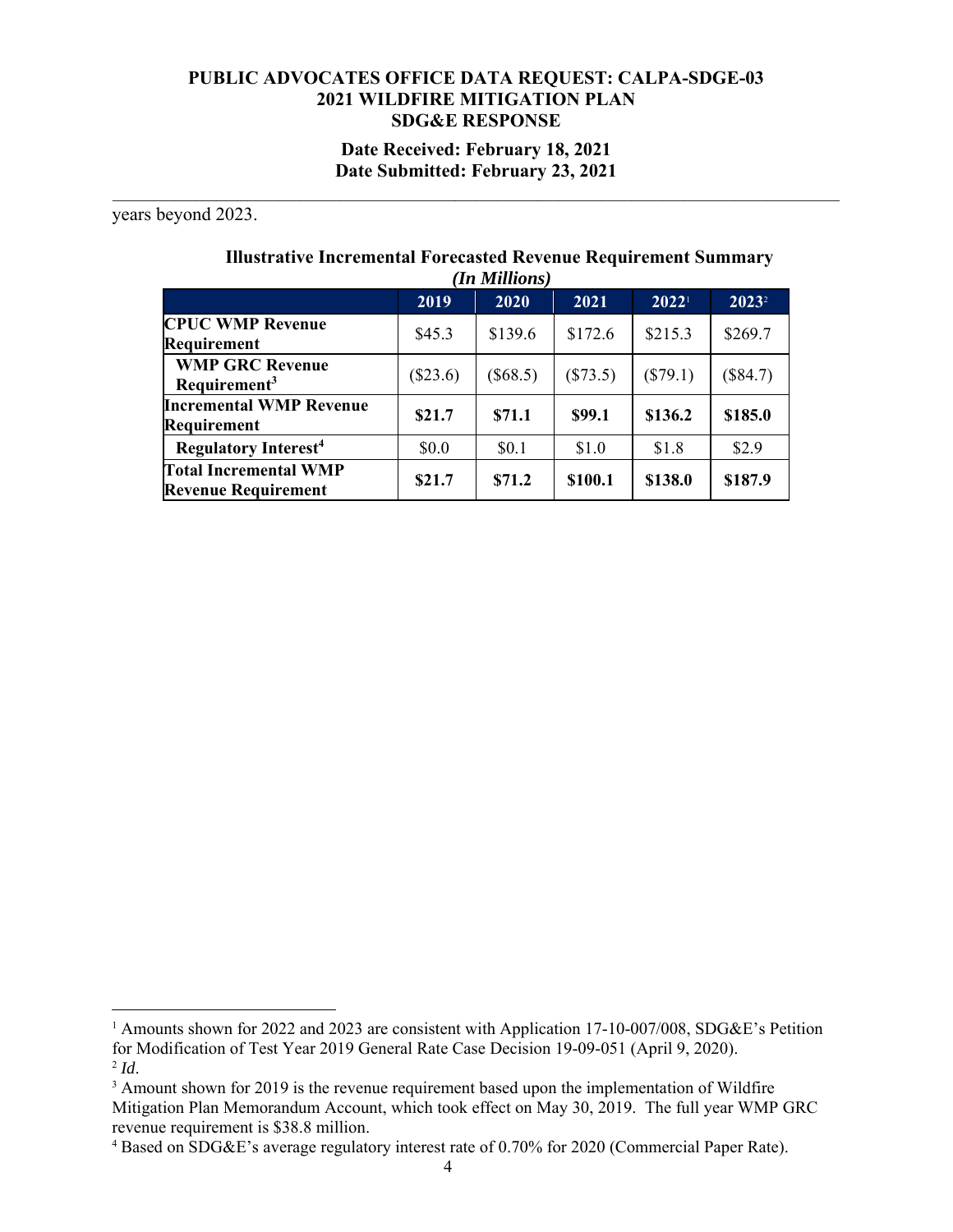years beyond 2023.

**Illustrative Incremental Forecasted Revenue Requirement Summary**
***(In Millions)***

| | 2019 | 2020 | 2021 | 2022[1] | 2023[2] |
|---|---|---|---|---|---|
| **CPUC WMP Revenue Requirement** | $45.3 | $139.6 | $172.6 | $215.3 | $269.7 |
| **WMP GRC Revenue Requirement[3]** | ($23.6) | ($68.5) | ($73.5) | ($79.1) | ($84.7) |
| **Incremental WMP Revenue Requirement** | **$21.7** | **$71.1** | **$99.1** | **$136.2** | **$185.0** |
| **Regulatory Interest[4]** | $0.0 | $0.1 | $1.0 | $1.8 | $2.9 |
| **Total Incremental WMP Revenue Requirement** | **$21.7** | **$71.2** | **$100.1** | **$138.0** | **$187.9** |

---

[1] Amounts shown for 2022 and 2023 are consistent with Application 17-10-007/008, SDG&E's Petition for Modification of Test Year 2019 General Rate Case Decision 19-09-051 (April 9, 2020).

[2] *Id*.

[3] Amount shown for 2019 is the revenue requirement based upon the implementation of Wildfire Mitigation Plan Memorandum Account, which took effect on May 30, 2019. The full year WMP GRC revenue requirement is $38.8 million.

[4] Based on SDG&E's average regulatory interest rate of 0.70% for 2020 (Commercial Paper Rate).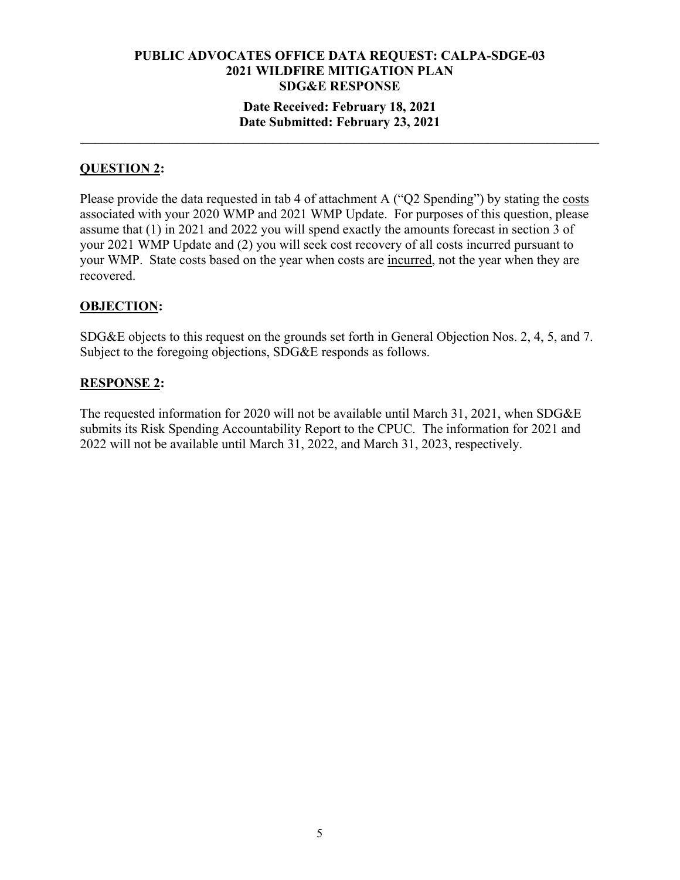**PUBLIC ADVOCATES OFFICE DATA REQUEST: CALPA-SDGE-03**
**2021 WILDFIRE MITIGATION PLAN**
**SDG&E RESPONSE**

**Date Received: February 18, 2021**
**Date Submitted: February 23, 2021**

---

## QUESTION 2:

Please provide the data requested in tab 4 of attachment A ("Q2 Spending") by stating the <u>costs</u> associated with your 2020 WMP and 2021 WMP Update. For purposes of this question, please assume that (1) in 2021 and 2022 you will spend exactly the amounts forecast in section 3 of your 2021 WMP Update and (2) you will seek cost recovery of all costs incurred pursuant to your WMP. State costs based on the year when costs are <u>incurred</u>, not the year when they are recovered.

## OBJECTION:

SDG&E objects to this request on the grounds set forth in General Objection Nos. 2, 4, 5, and 7. Subject to the foregoing objections, SDG&E responds as follows.

## RESPONSE 2:

The requested information for 2020 will not be available until March 31, 2021, when SDG&E submits its Risk Spending Accountability Report to the CPUC. The information for 2021 and 2022 will not be available until March 31, 2022, and March 31, 2023, respectively.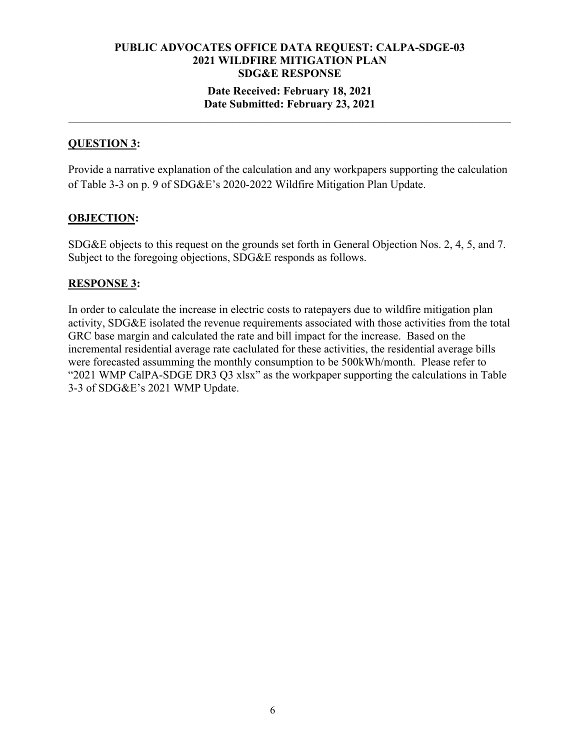**PUBLIC ADVOCATES OFFICE DATA REQUEST: CALPA-SDGE-03**
**2021 WILDFIRE MITIGATION PLAN**
**SDG&E RESPONSE**
**Date Received: February 18, 2021**
**Date Submitted: February 23, 2021**

---

## QUESTION 3:

Provide a narrative explanation of the calculation and any workpapers supporting the calculation of Table 3-3 on p. 9 of SDG&E's 2020-2022 Wildfire Mitigation Plan Update.

## OBJECTION:

SDG&E objects to this request on the grounds set forth in General Objection Nos. 2, 4, 5, and 7. Subject to the foregoing objections, SDG&E responds as follows.

## RESPONSE 3:

In order to calculate the increase in electric costs to ratepayers due to wildfire mitigation plan activity, SDG&E isolated the revenue requirements associated with those activities from the total GRC base margin and calculated the rate and bill impact for the increase. Based on the incremental residential average rate caclulated for these activities, the residential average bills were forecasted assumming the monthly consumption to be 500kWh/month. Please refer to "2021 WMP CalPA-SDGE DR3 Q3 xlsx" as the workpaper supporting the calculations in Table 3-3 of SDG&E's 2021 WMP Update.